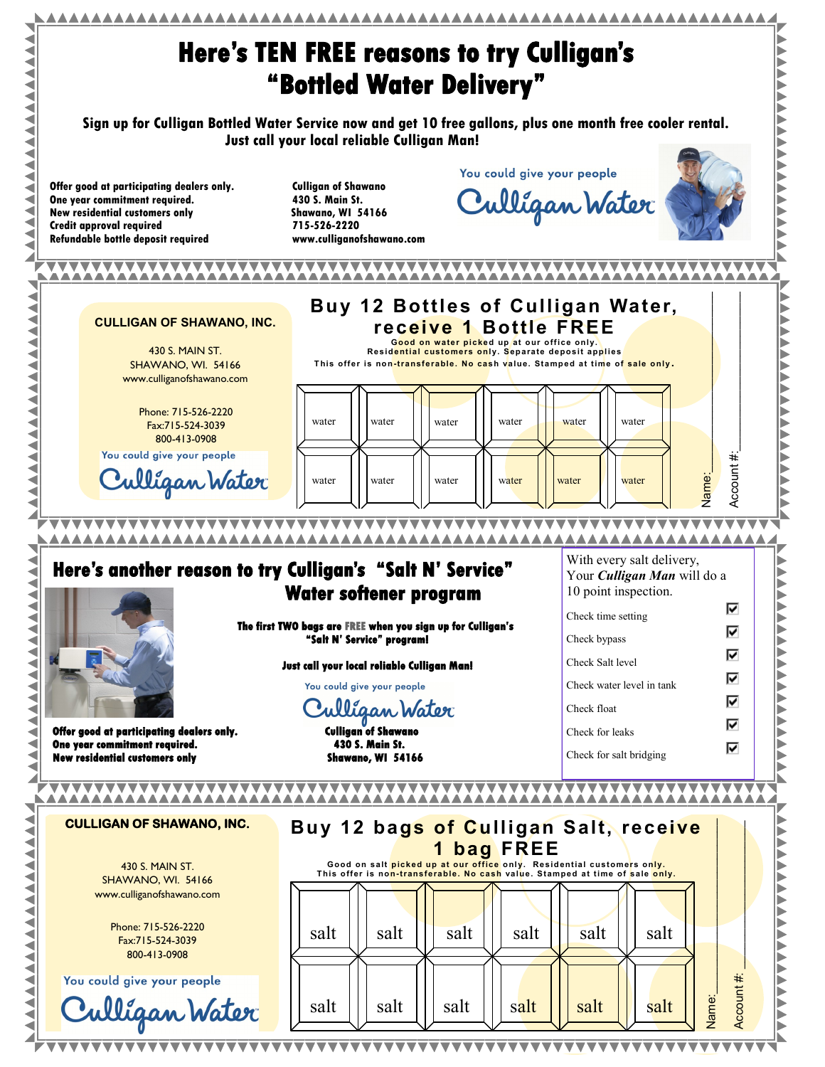# Here's TEN FREE reasons to try Culligan's "Bottled Water Delivery"

**Sign up for Culligan Bottled Water Service now and get 10 free gallons, plus one month free cooler rental. Just call your local reliable Culligan Man!**

**Offer good at participating dealers only.**
**One year commitment required.**
**New residential customers only**
**Credit approval required**
**Refundable bottle deposit required**

**Culligan of Shawano**
**430 S. Main St.**
**Shawano, WI 54166**
**715-526-2220**
**www.culliganofshawano.com**

You could give your people
Culligan Water

---

**CULLIGAN OF SHAWANO, INC.**

430 S. MAIN ST.
SHAWANO, WI. 54166
www.culliganofshawano.com

Phone: 715-526-2220
Fax:715-524-3039
800-413-0908

You could give your people
Culligan Water

## Buy 12 Bottles of Culligan Water, receive 1 Bottle FREE

Good on water picked up at our office only.
Residential customers only. Separate deposit applies
This offer is non-transferable. No cash value. Stamped at time of sale only.

| | | | | | |
|---|---|---|---|---|---|
| water | water | water | water | water | water |
| water | water | water | water | water | water |

Name: ______________

Account #: ______________

---

## Here's another reason to try Culligan's "Salt N' Service" Water softener program

**The first TWO bags are FREE when you sign up for Culligan's "Salt N' Service" program!**

**Just call your local reliable Culligan Man!**

You could give your people
Culligan Water

**Culligan of Shawano**
**430 S. Main St.**
**Shawano, WI 54166**

**Offer good at participating dealers only.**
**One year commitment required.**
**New residential customers only**

With every salt delivery, Your ***Culligan Man*** will do a 10 point inspection.

- ☑ Check time setting
- ☑ Check bypass
- ☑ Check Salt level
- ☑ Check water level in tank
- ☑ Check float
- ☑ Check for leaks
- ☑ Check for salt bridging

---

**CULLIGAN OF SHAWANO, INC.**

430 S. MAIN ST.
SHAWANO, WI. 54166
www.culliganofshawano.com

Phone: 715-526-2220
Fax:715-524-3039
800-413-0908

You could give your people
Culligan Water

## Buy 12 bags of Culligan Salt, receive 1 bag FREE

Good on salt picked up at our office only. Residential customers only.
This offer is non-transferable. No cash value. Stamped at time of sale only.

| | | | | | |
|---|---|---|---|---|---|
| salt | salt | salt | salt | salt | salt |
| salt | salt | salt | salt | salt | salt |

Name: ______________

Account #: ______________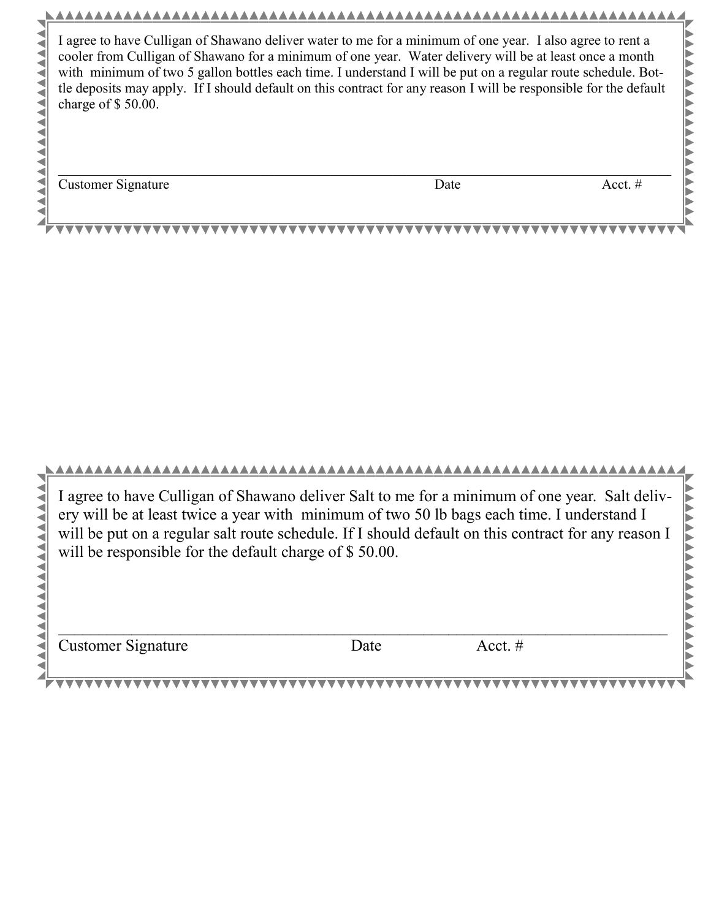I agree to have Culligan of Shawano deliver water to me for a minimum of one year. I also agree to rent a cooler from Culligan of Shawano for a minimum of one year. Water delivery will be at least once a month with minimum of two 5 gallon bottles each time. I understand I will be put on a regular route schedule. Bottle deposits may apply. If I should default on this contract for any reason I will be responsible for the default charge of $ 50.00.

_______________________________________________________________________________

Customer Signature Date Acct. #

---

I agree to have Culligan of Shawano deliver Salt to me for a minimum of one year. Salt delivery will be at least twice a year with minimum of two 50 lb bags each time. I understand I will be put on a regular salt route schedule. If I should default on this contract for any reason I will be responsible for the default charge of $ 50.00.

_______________________________________________________________________________

Customer Signature Date Acct. #